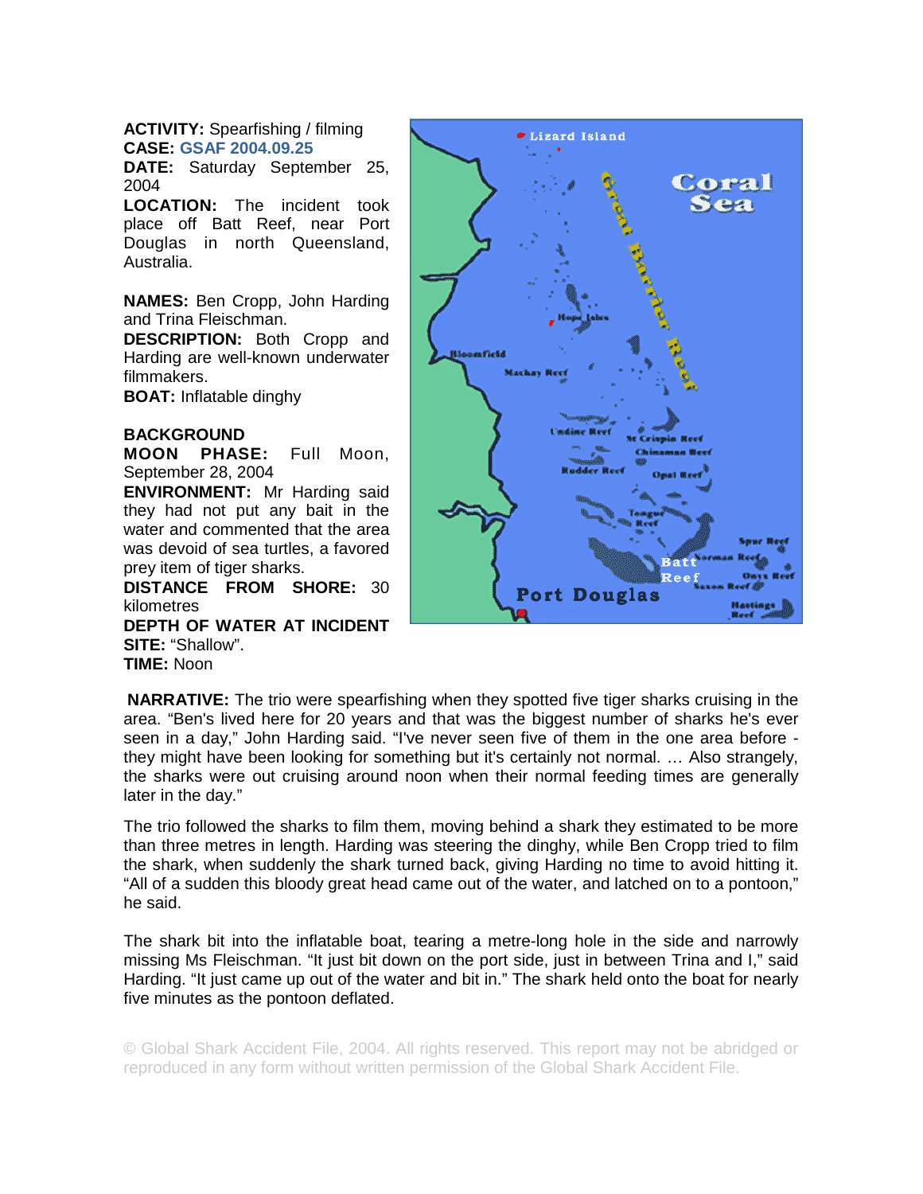**ACTIVITY:** Spearfishing / filming
**CASE:** GSAF 2004.09.25
**DATE:** Saturday September 25, 2004
**LOCATION:** The incident took place off Batt Reef, near Port Douglas in north Queensland, Australia.

**NAMES:** Ben Cropp, John Harding and Trina Fleischman.
**DESCRIPTION:** Both Cropp and Harding are well-known underwater filmmakers.
**BOAT:** Inflatable dinghy

**BACKGROUND**
**MOON PHASE:** Full Moon, September 28, 2004
**ENVIRONMENT:** Mr Harding said they had not put any bait in the water and commented that the area was devoid of sea turtles, a favored prey item of tiger sharks.
**DISTANCE FROM SHORE:** 30 kilometres
**DEPTH OF WATER AT INCIDENT SITE:** "Shallow".
**TIME:** Noon

**NARRATIVE:** The trio were spearfishing when they spotted five tiger sharks cruising in the area. "Ben's lived here for 20 years and that was the biggest number of sharks he's ever seen in a day," John Harding said. "I've never seen five of them in the one area before - they might have been looking for something but it's certainly not normal. … Also strangely, the sharks were out cruising around noon when their normal feeding times are generally later in the day."

The trio followed the sharks to film them, moving behind a shark they estimated to be more than three metres in length. Harding was steering the dinghy, while Ben Cropp tried to film the shark, when suddenly the shark turned back, giving Harding no time to avoid hitting it. "All of a sudden this bloody great head came out of the water, and latched on to a pontoon," he said.

The shark bit into the inflatable boat, tearing a metre-long hole in the side and narrowly missing Ms Fleischman. "It just bit down on the port side, just in between Trina and I," said Harding. "It just came up out of the water and bit in." The shark held onto the boat for nearly five minutes as the pontoon deflated.

© Global Shark Accident File, 2004. All rights reserved. This report may not be abridged or reproduced in any form without written permission of the Global Shark Accident File.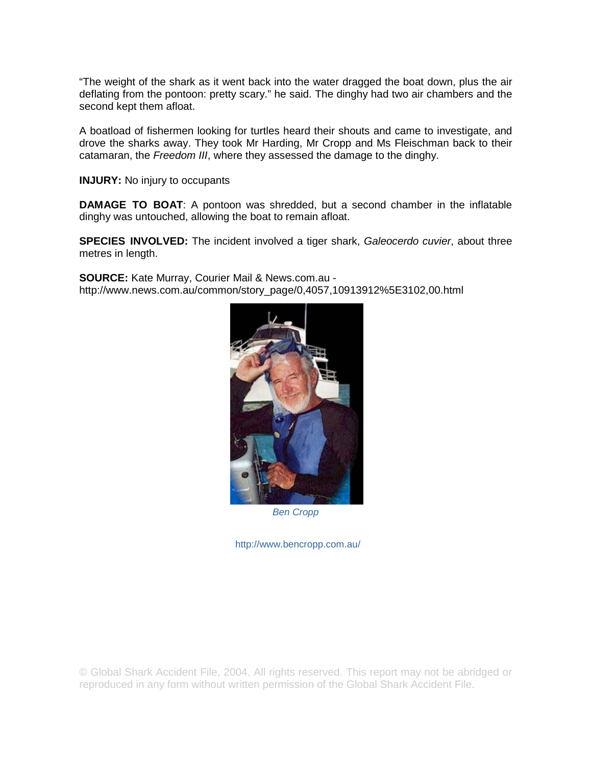"The weight of the shark as it went back into the water dragged the boat down, plus the air deflating from the pontoon: pretty scary." he said. The dinghy had two air chambers and the second kept them afloat.

A boatload of fishermen looking for turtles heard their shouts and came to investigate, and drove the sharks away. They took Mr Harding, Mr Cropp and Ms Fleischman back to their catamaran, the *Freedom III*, where they assessed the damage to the dinghy.

**INJURY:** No injury to occupants

**DAMAGE TO BOAT**: A pontoon was shredded, but a second chamber in the inflatable dinghy was untouched, allowing the boat to remain afloat.

**SPECIES INVOLVED:** The incident involved a tiger shark, *Galeocerdo cuvier*, about three metres in length.

**SOURCE:** Kate Murray, Courier Mail & News.com.au - http://www.news.com.au/common/story_page/0,4057,10913912%5E3102,00.html

*Ben Cropp*

http://www.bencropp.com.au/

© Global Shark Accident File, 2004. All rights reserved. This report may not be abridged or reproduced in any form without written permission of the Global Shark Accident File.